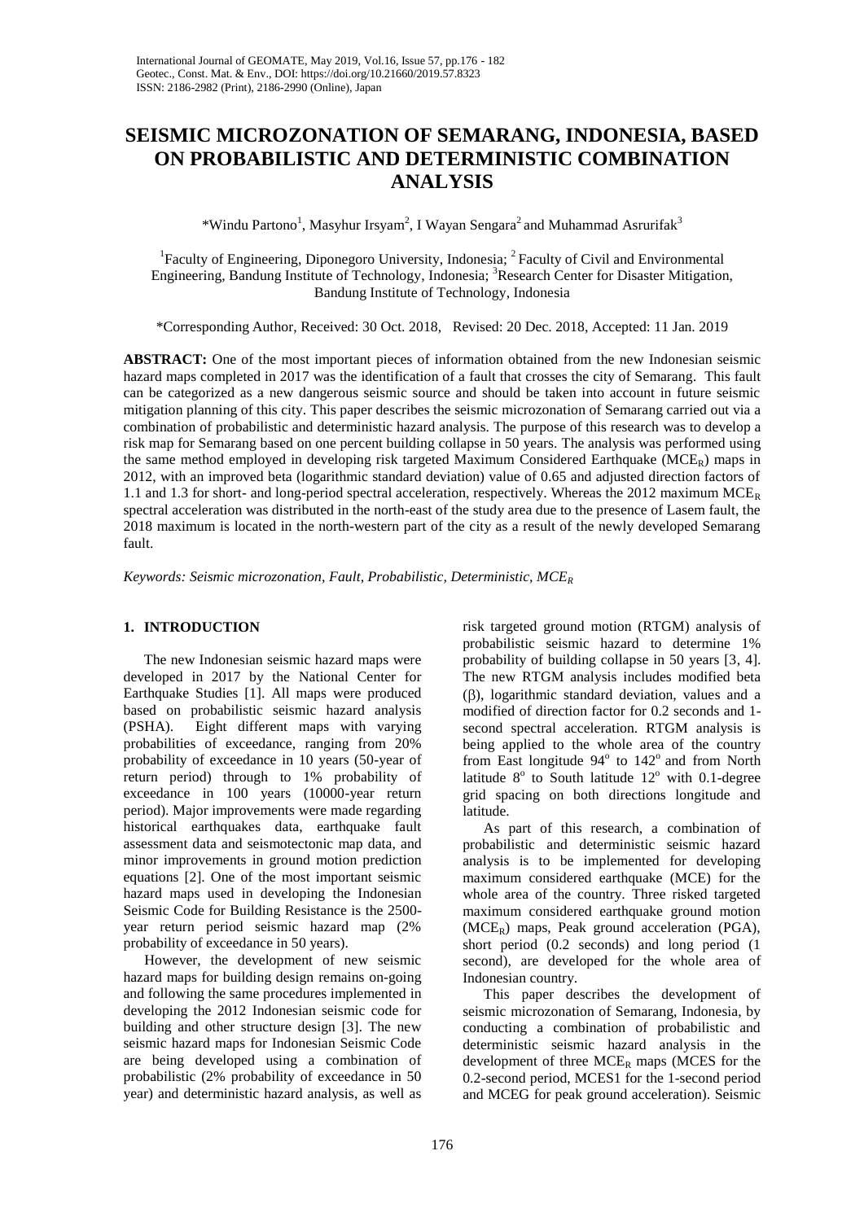# SEISMIC MICROZONATION OF SEMARANG, INDONESIA, BASED ON PROBABILISTIC AND DETERMINISTIC COMBINATION ANALYSIS

*Windu Partono[1], Masyhur Irsyam[2], I Wayan Sengara[2] and Muhammad Asrurifak[3]

[1]Faculty of Engineering, Diponegoro University, Indonesia; [2] Faculty of Civil and Environmental Engineering, Bandung Institute of Technology, Indonesia; [3]Research Center for Disaster Mitigation, Bandung Institute of Technology, Indonesia

*Corresponding Author, Received: 30 Oct. 2018, Revised: 20 Dec. 2018, Accepted: 11 Jan. 2019

**ABSTRACT:** One of the most important pieces of information obtained from the new Indonesian seismic hazard maps completed in 2017 was the identification of a fault that crosses the city of Semarang. This fault can be categorized as a new dangerous seismic source and should be taken into account in future seismic mitigation planning of this city. This paper describes the seismic microzonation of Semarang carried out via a combination of probabilistic and deterministic hazard analysis. The purpose of this research was to develop a risk map for Semarang based on one percent building collapse in 50 years. The analysis was performed using the same method employed in developing risk targeted Maximum Considered Earthquake ($MCE_R$) maps in 2012, with an improved beta (logarithmic standard deviation) value of 0.65 and adjusted direction factors of 1.1 and 1.3 for short- and long-period spectral acceleration, respectively. Whereas the 2012 maximum $MCE_R$ spectral acceleration was distributed in the north-east of the study area due to the presence of Lasem fault, the 2018 maximum is located in the north-western part of the city as a result of the newly developed Semarang fault.

*Keywords: Seismic microzonation, Fault, Probabilistic, Deterministic, $MCE_R$*

## 1. INTRODUCTION

The new Indonesian seismic hazard maps were developed in 2017 by the National Center for Earthquake Studies [1]. All maps were produced based on probabilistic seismic hazard analysis (PSHA). Eight different maps with varying probabilities of exceedance, ranging from 20% probability of exceedance in 10 years (50-year of return period) through to 1% probability of exceedance in 100 years (10000-year return period). Major improvements were made regarding historical earthquakes data, earthquake fault assessment data and seismotectonic map data, and minor improvements in ground motion prediction equations [2]. One of the most important seismic hazard maps used in developing the Indonesian Seismic Code for Building Resistance is the 2500-year return period seismic hazard map (2% probability of exceedance in 50 years).

However, the development of new seismic hazard maps for building design remains on-going and following the same procedures implemented in developing the 2012 Indonesian seismic code for building and other structure design [3]. The new seismic hazard maps for Indonesian Seismic Code are being developed using a combination of probabilistic (2% probability of exceedance in 50 year) and deterministic hazard analysis, as well as risk targeted ground motion (RTGM) analysis of probabilistic seismic hazard to determine 1% probability of building collapse in 50 years [3, 4]. The new RTGM analysis includes modified beta ($\beta$), logarithmic standard deviation, values and a modified of direction factor for 0.2 seconds and 1-second spectral acceleration. RTGM analysis is being applied to the whole area of the country from East longitude 94$^o$ to 142$^o$ and from North latitude 8$^o$ to South latitude 12$^o$ with 0.1-degree grid spacing on both directions longitude and latitude.

As part of this research, a combination of probabilistic and deterministic seismic hazard analysis is to be implemented for developing maximum considered earthquake (MCE) for the whole area of the country. Three risked targeted maximum considered earthquake ground motion ($MCE_R$) maps, Peak ground acceleration (PGA), short period (0.2 seconds) and long period (1 second), are developed for the whole area of Indonesian country.

This paper describes the development of seismic microzonation of Semarang, Indonesia, by conducting a combination of probabilistic and deterministic seismic hazard analysis in the development of three $MCE_R$ maps (MCES for the 0.2-second period, MCES1 for the 1-second period and MCEG for peak ground acceleration). Seismic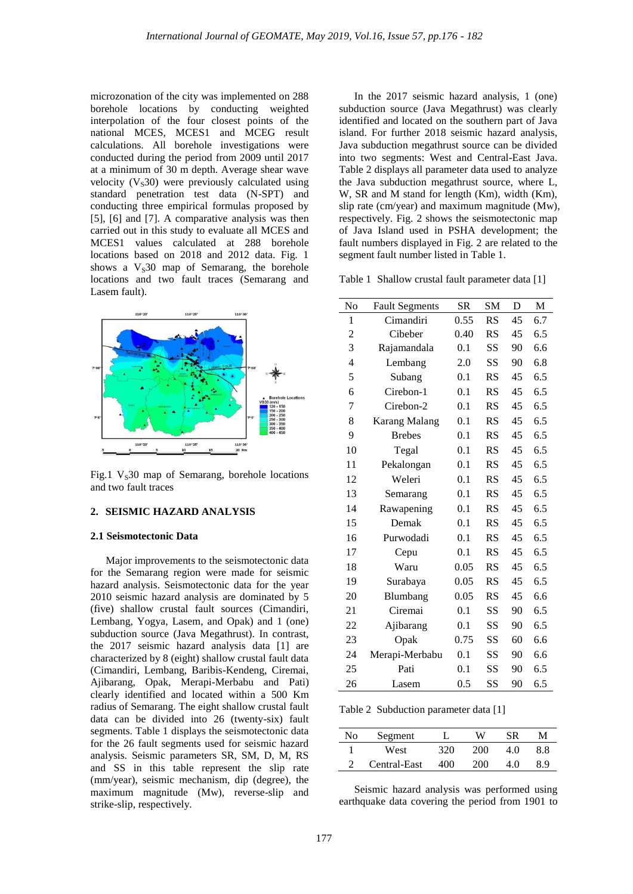microzonation of the city was implemented on 288 borehole locations by conducting weighted interpolation of the four closest points of the national MCES, MCES1 and MCEG result calculations. All borehole investigations were conducted during the period from 2009 until 2017 at a minimum of 30 m depth. Average shear wave velocity ($V_S30$) were previously calculated using standard penetration test data (N-SPT) and conducting three empirical formulas proposed by [5], [6] and [7]. A comparative analysis was then carried out in this study to evaluate all MCES and MCES1 values calculated at 288 borehole locations based on 2018 and 2012 data. Fig. 1 shows a $V_S30$ map of Semarang, the borehole locations and two fault traces (Semarang and Lasem fault).

Fig.1 $V_S30$ map of Semarang, borehole locations and two fault traces

## 2. SEISMIC HAZARD ANALYSIS

### 2.1 Seismotectonic Data

Major improvements to the seismotectonic data for the Semarang region were made for seismic hazard analysis. Seismotectonic data for the year 2010 seismic hazard analysis are dominated by 5 (five) shallow crustal fault sources (Cimandiri, Lembang, Yogya, Lasem, and Opak) and 1 (one) subduction source (Java Megathrust). In contrast, the 2017 seismic hazard analysis data [1] are characterized by 8 (eight) shallow crustal fault data (Cimandiri, Lembang, Baribis-Kendeng, Ciremai, Ajibarang, Opak, Merapi-Merbabu and Pati) clearly identified and located within a 500 Km radius of Semarang. The eight shallow crustal fault data can be divided into 26 (twenty-six) fault segments. Table 1 displays the seismotectonic data for the 26 fault segments used for seismic hazard analysis. Seismic parameters SR, SM, D, M, RS and SS in this table represent the slip rate (mm/year), seismic mechanism, dip (degree), the maximum magnitude (Mw), reverse-slip and strike-slip, respectively.

In the 2017 seismic hazard analysis, 1 (one) subduction source (Java Megathrust) was clearly identified and located on the southern part of Java island. For further 2018 seismic hazard analysis, Java subduction megathrust source can be divided into two segments: West and Central-East Java. Table 2 displays all parameter data used to analyze the Java subduction megathrust source, where L, W, SR and M stand for length (Km), width (Km), slip rate (cm/year) and maximum magnitude (Mw), respectively. Fig. 2 shows the seismotectonic map of Java Island used in PSHA development; the fault numbers displayed in Fig. 2 are related to the segment fault number listed in Table 1.

Table 1 Shallow crustal fault parameter data [1]

| No | Fault Segments | SR | SM | D | M |
|---|---|---|---|---|---|
| 1 | Cimandiri | 0.55 | RS | 45 | 6.7 |
| 2 | Cibeber | 0.40 | RS | 45 | 6.5 |
| 3 | Rajamandala | 0.1 | SS | 90 | 6.6 |
| 4 | Lembang | 2.0 | SS | 90 | 6.8 |
| 5 | Subang | 0.1 | RS | 45 | 6.5 |
| 6 | Cirebon-1 | 0.1 | RS | 45 | 6.5 |
| 7 | Cirebon-2 | 0.1 | RS | 45 | 6.5 |
| 8 | Karang Malang | 0.1 | RS | 45 | 6.5 |
| 9 | Brebes | 0.1 | RS | 45 | 6.5 |
| 10 | Tegal | 0.1 | RS | 45 | 6.5 |
| 11 | Pekalongan | 0.1 | RS | 45 | 6.5 |
| 12 | Weleri | 0.1 | RS | 45 | 6.5 |
| 13 | Semarang | 0.1 | RS | 45 | 6.5 |
| 14 | Rawapening | 0.1 | RS | 45 | 6.5 |
| 15 | Demak | 0.1 | RS | 45 | 6.5 |
| 16 | Purwodadi | 0.1 | RS | 45 | 6.5 |
| 17 | Cepu | 0.1 | RS | 45 | 6.5 |
| 18 | Waru | 0.05 | RS | 45 | 6.5 |
| 19 | Surabaya | 0.05 | RS | 45 | 6.5 |
| 20 | Blumbang | 0.05 | RS | 45 | 6.6 |
| 21 | Ciremai | 0.1 | SS | 90 | 6.5 |
| 22 | Ajibarang | 0.1 | SS | 90 | 6.5 |
| 23 | Opak | 0.75 | SS | 60 | 6.6 |
| 24 | Merapi-Merbabu | 0.1 | SS | 90 | 6.6 |
| 25 | Pati | 0.1 | SS | 90 | 6.5 |
| 26 | Lasem | 0.5 | SS | 90 | 6.5 |

Table 2 Subduction parameter data [1]

| No | Segment | L | W | SR | M |
|---|---|---|---|---|---|
| 1 | West | 320 | 200 | 4.0 | 8.8 |
| 2 | Central-East | 400 | 200 | 4.0 | 8.9 |

Seismic hazard analysis was performed using earthquake data covering the period from 1901 to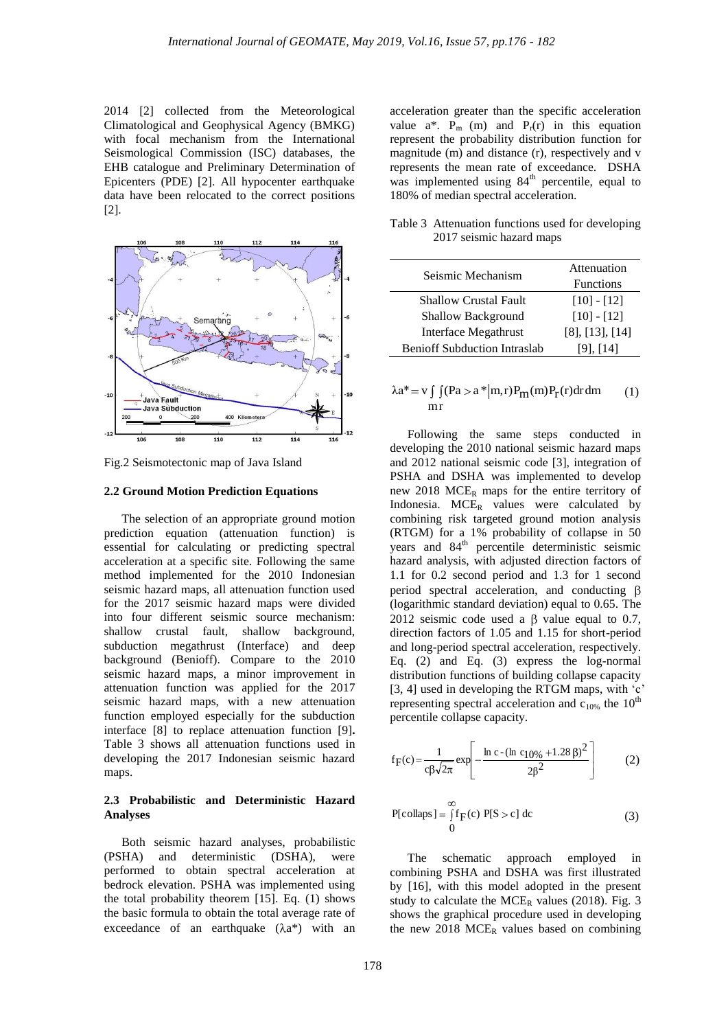2014 [2] collected from the Meteorological Climatological and Geophysical Agency (BMKG) with focal mechanism from the International Seismological Commission (ISC) databases, the EHB catalogue and Preliminary Determination of Epicenters (PDE) [2]. All hypocenter earthquake data have been relocated to the correct positions [2].

Fig.2 Seismotectonic map of Java Island

### 2.2 Ground Motion Prediction Equations

The selection of an appropriate ground motion prediction equation (attenuation function) is essential for calculating or predicting spectral acceleration at a specific site. Following the same method implemented for the 2010 Indonesian seismic hazard maps, all attenuation function used for the 2017 seismic hazard maps were divided into four different seismic source mechanism: shallow crustal fault, shallow background, subduction megathrust (Interface) and deep background (Benioff). Compare to the 2010 seismic hazard maps, a minor improvement in attenuation function was applied for the 2017 seismic hazard maps, with a new attenuation function employed especially for the subduction interface [8] to replace attenuation function [9]**.** Table 3 shows all attenuation functions used in developing the 2017 Indonesian seismic hazard maps.

### 2.3 Probabilistic and Deterministic Hazard Analyses

Both seismic hazard analyses, probabilistic (PSHA) and deterministic (DSHA), were performed to obtain spectral acceleration at bedrock elevation. PSHA was implemented using the total probability theorem [15]. Eq. (1) shows the basic formula to obtain the total average rate of exceedance of an earthquake ($\lambda a^*$) with an acceleration greater than the specific acceleration value $a^*$. $P_m$ (m) and $P_r(r)$ in this equation represent the probability distribution function for magnitude (m) and distance (r), respectively and v represents the mean rate of exceedance. DSHA was implemented using 84[th] percentile, equal to 180% of median spectral acceleration.

Table 3 Attenuation functions used for developing 2017 seismic hazard maps

| Seismic Mechanism | Attenuation Functions |
|---|---|
| Shallow Crustal Fault | [10] - [12] |
| Shallow Background | [10] - [12] |
| Interface Megathrust | [8], [13], [14] |
| Benioff Subduction Intraslab | [9], [14] |

$$\lambda a^* = v \int_m \int_r (Pa > a^* | m,r) P_m(m) P_r(r) \, dr \, dm \quad (1)$$

Following the same steps conducted in developing the 2010 national seismic hazard maps and 2012 national seismic code [3], integration of PSHA and DSHA was implemented to develop new 2018 $MCE_R$ maps for the entire territory of Indonesia. $MCE_R$ values were calculated by combining risk targeted ground motion analysis (RTGM) for a 1% probability of collapse in 50 years and 84[th] percentile deterministic seismic hazard analysis, with adjusted direction factors of 1.1 for 0.2 second period and 1.3 for 1 second period spectral acceleration, and conducting $\beta$ (logarithmic standard deviation) equal to 0.65. The 2012 seismic code used a $\beta$ value equal to 0.7, direction factors of 1.05 and 1.15 for short-period and long-period spectral acceleration, respectively. Eq. (2) and Eq. (3) express the log-normal distribution functions of building collapse capacity [3, 4] used in developing the RTGM maps, with 'c' representing spectral acceleration and $c_{10\%}$ the 10[th] percentile collapse capacity.

$$f_F(c) = \frac{1}{c\beta\sqrt{2\pi}} \exp\left[-\frac{\left(\ln c - (\ln c_{10\%} + 1.28\,\beta)\right)^2}{2\beta^2}\right] \quad (2)$$

$$P[\text{collaps}] = \int_0^\infty f_F(c)\, P[S > c]\, dc \quad (3)$$

The schematic approach employed in combining PSHA and DSHA was first illustrated by [16], with this model adopted in the present study to calculate the $MCE_R$ values (2018). Fig. 3 shows the graphical procedure used in developing the new 2018 $MCE_R$ values based on combining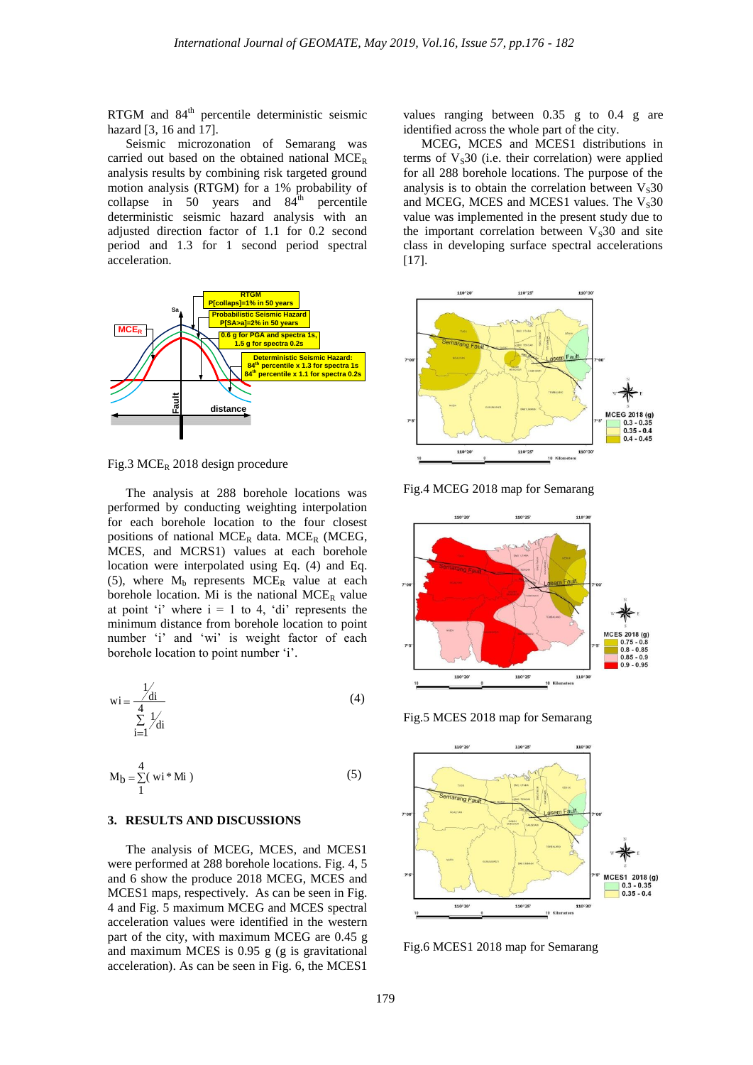RTGM and 84th percentile deterministic seismic hazard [3, 16 and 17].

Seismic microzonation of Semarang was carried out based on the obtained national $MCE_R$ analysis results by combining risk targeted ground motion analysis (RTGM) for a 1% probability of collapse in 50 years and 84th percentile deterministic seismic hazard analysis with an adjusted direction factor of 1.1 for 0.2 second period and 1.3 for 1 second period spectral acceleration.

Fig.3 $MCE_R$ 2018 design procedure

The analysis at 288 borehole locations was performed by conducting weighting interpolation for each borehole location to the four closest positions of national $MCE_R$ data. $MCE_R$ (MCEG, MCES, and MCRS1) values at each borehole location were interpolated using Eq. (4) and Eq. (5), where $M_b$ represents $MCE_R$ value at each borehole location. Mi is the national $MCE_R$ value at point 'i' where i = 1 to 4, 'di' represents the minimum distance from borehole location to point number 'i' and 'wi' is weight factor of each borehole location to point number 'i'.

$$\text{wi} = \frac{1/\text{di}}{\sum_{i=1}^{4} 1/\text{di}} \tag{4}$$

$$M_b = \sum_{1}^{4} (\text{wi} * \text{Mi}) \tag{5}$$

## 3. RESULTS AND DISCUSSIONS

The analysis of MCEG, MCES, and MCES1 were performed at 288 borehole locations. Fig. 4, 5 and 6 show the produce 2018 MCEG, MCES and MCES1 maps, respectively. As can be seen in Fig. 4 and Fig. 5 maximum MCEG and MCES spectral acceleration values were identified in the western part of the city, with maximum MCEG are 0.45 g and maximum MCES is 0.95 g (g is gravitational acceleration). As can be seen in Fig. 6, the MCES1 values ranging between 0.35 g to 0.4 g are identified across the whole part of the city.

MCEG, MCES and MCES1 distributions in terms of $V_S30$ (i.e. their correlation) were applied for all 288 borehole locations. The purpose of the analysis is to obtain the correlation between $V_S30$ and MCEG, MCES and MCES1 values. The $V_S30$ value was implemented in the present study due to the important correlation between $V_S30$ and site class in developing surface spectral accelerations [17].

Fig.4 MCEG 2018 map for Semarang

Fig.5 MCES 2018 map for Semarang

Fig.6 MCES1 2018 map for Semarang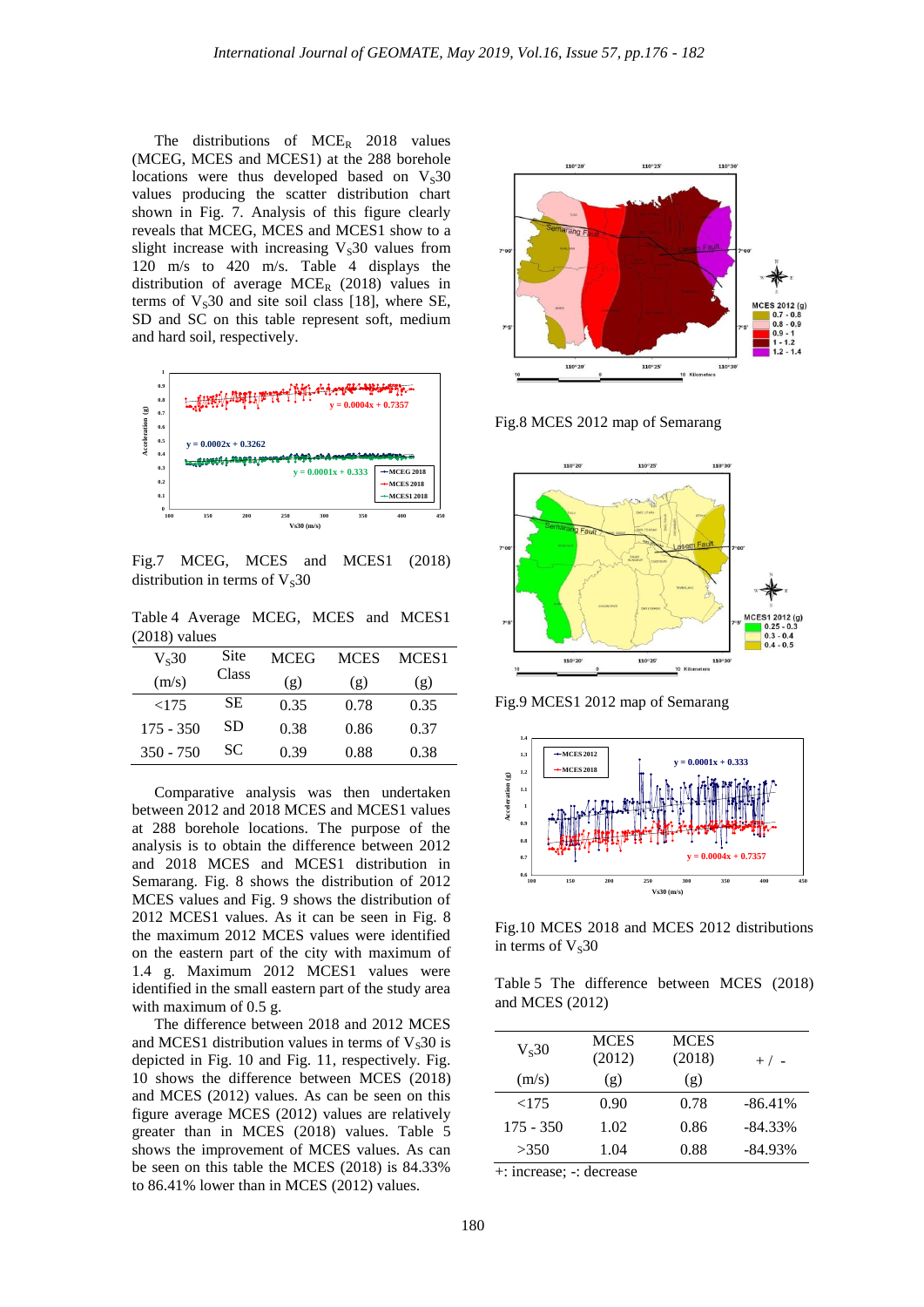The distributions of $MCE_R$ 2018 values (MCEG, MCES and MCES1) at the 288 borehole locations were thus developed based on $V_S30$ values producing the scatter distribution chart shown in Fig. 7. Analysis of this figure clearly reveals that MCEG, MCES and MCES1 show to a slight increase with increasing $V_S30$ values from 120 m/s to 420 m/s. Table 4 displays the distribution of average $MCE_R$ (2018) values in terms of $V_S30$ and site soil class [18], where SE, SD and SC on this table represent soft, medium and hard soil, respectively.

Fig.7 MCEG, MCES and MCES1 (2018) distribution in terms of $V_S30$

Table 4 Average MCEG, MCES and MCES1 (2018) values

| $V_S30$ (m/s) | Site Class | MCEG (g) | MCES (g) | MCES1 (g) |
|---|---|---|---|---|
| <175 | SE | 0.35 | 0.78 | 0.35 |
| 175 - 350 | SD | 0.38 | 0.86 | 0.37 |
| 350 - 750 | SC | 0.39 | 0.88 | 0.38 |

Comparative analysis was then undertaken between 2012 and 2018 MCES and MCES1 values at 288 borehole locations. The purpose of the analysis is to obtain the difference between 2012 and 2018 MCES and MCES1 distribution in Semarang. Fig. 8 shows the distribution of 2012 MCES values and Fig. 9 shows the distribution of 2012 MCES1 values. As it can be seen in Fig. 8 the maximum 2012 MCES values were identified on the eastern part of the city with maximum of 1.4 g. Maximum 2012 MCES1 values were identified in the small eastern part of the study area with maximum of 0.5 g.

The difference between 2018 and 2012 MCES and MCES1 distribution values in terms of $V_S30$ is depicted in Fig. 10 and Fig. 11, respectively. Fig. 10 shows the difference between MCES (2018) and MCES (2012) values. As can be seen on this figure average MCES (2012) values are relatively greater than in MCES (2018) values. Table 5 shows the improvement of MCES values. As can be seen on this table the MCES (2018) is 84.33% to 86.41% lower than in MCES (2012) values.

Fig.8 MCES 2012 map of Semarang

Fig.9 MCES1 2012 map of Semarang

Fig.10 MCES 2018 and MCES 2012 distributions in terms of $V_S30$

Table 5 The difference between MCES (2018) and MCES (2012)

| $V_S30$ (m/s) | MCES (2012) (g) | MCES (2018) (g) | + / - |
|---|---|---|---|
| <175 | 0.90 | 0.78 | -86.41% |
| 175 - 350 | 1.02 | 0.86 | -84.33% |
| >350 | 1.04 | 0.88 | -84.93% |

+: increase; -: decrease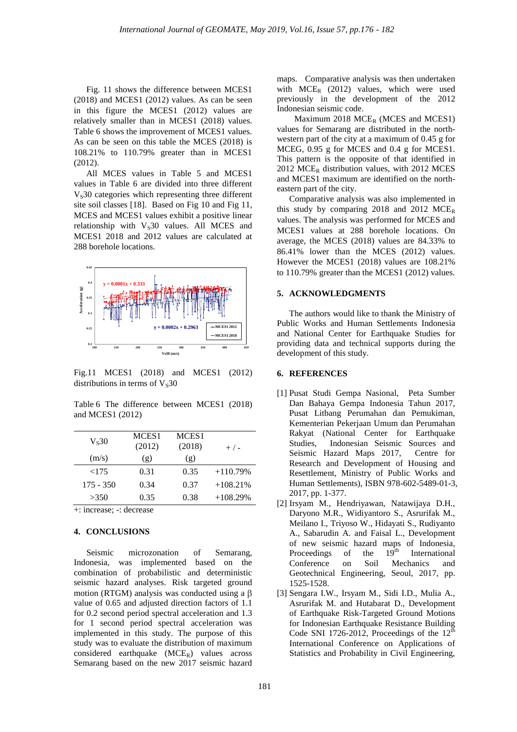Fig. 11 shows the difference between MCES1 (2018) and MCES1 (2012) values. As can be seen in this figure the MCES1 (2012) values are relatively smaller than in MCES1 (2018) values. Table 6 shows the improvement of MCES1 values. As can be seen on this table the MCES (2018) is 108.21% to 110.79% greater than in MCES1 (2012).

All MCES values in Table 5 and MCES1 values in Table 6 are divided into three different $V_S30$ categories which representing three different site soil classes [18]. Based on Fig 10 and Fig 11, MCES and MCES1 values exhibit a positive linear relationship with $V_S30$ values. All MCES and MCES1 2018 and 2012 values are calculated at 288 borehole locations.

Fig.11 MCES1 (2018) and MCES1 (2012) distributions in terms of $V_S30$

Table 6 The difference between MCES1 (2018) and MCES1 (2012)

| $V_S30$ (m/s) | MCES1 (2012) (g) | MCES1 (2018) (g) | + / - |
|---|---|---|---|
| <175 | 0.31 | 0.35 | +110.79% |
| 175 - 350 | 0.34 | 0.37 | +108.21% |
| >350 | 0.35 | 0.38 | +108.29% |

+: increase; -: decrease

## 4. CONCLUSIONS

Seismic microzonation of Semarang, Indonesia, was implemented based on the combination of probabilistic and deterministic seismic hazard analyses. Risk targeted ground motion (RTGM) analysis was conducted using a $\beta$ value of 0.65 and adjusted direction factors of 1.1 for 0.2 second period spectral acceleration and 1.3 for 1 second period spectral acceleration was implemented in this study. The purpose of this study was to evaluate the distribution of maximum considered earthquake ($MCE_R$) values across Semarang based on the new 2017 seismic hazard maps. Comparative analysis was then undertaken with $MCE_R$ (2012) values, which were used previously in the development of the 2012 Indonesian seismic code.

Maximum 2018 $MCE_R$ (MCES and MCES1) values for Semarang are distributed in the north-western part of the city at a maximum of 0.45 g for MCEG, 0.95 g for MCES and 0.4 g for MCES1. This pattern is the opposite of that identified in 2012 $MCE_R$ distribution values, with 2012 MCES and MCES1 maximum are identified on the north-eastern part of the city.

Comparative analysis was also implemented in this study by comparing 2018 and 2012 $MCE_R$ values. The analysis was performed for MCES and MCES1 values at 288 borehole locations. On average, the MCES (2018) values are 84.33% to 86.41% lower than the MCES (2012) values. However the MCES1 (2018) values are 108.21% to 110.79% greater than the MCES1 (2012) values.

## 5. ACKNOWLEDGMENTS

The authors would like to thank the Ministry of Public Works and Human Settlements Indonesia and National Center for Earthquake Studies for providing data and technical supports during the development of this study.

## 6. REFERENCES

[1] Pusat Studi Gempa Nasional, Peta Sumber Dan Bahaya Gempa Indonesia Tahun 2017, Pusat Litbang Perumahan dan Pemukiman, Kementerian Pekerjaan Umum dan Perumahan Rakyat (National Center for Earthquake Studies, Indonesian Seismic Sources and Seismic Hazard Maps 2017, Centre for Research and Development of Housing and Resettlement, Ministry of Public Works and Human Settlements), ISBN 978-602-5489-01-3, 2017, pp. 1-377.

[2] Irsyam M., Hendriyawan, Natawijaya D.H., Daryono M.R., Widiyantoro S., Asrurifak M., Meilano I., Triyoso W., Hidayati S., Rudiyanto A., Sabarudin A. and Faisal L., Development of new seismic hazard maps of Indonesia, Proceedings of the 19th International Conference on Soil Mechanics and Geotechnical Engineering, Seoul, 2017, pp. 1525-1528.

[3] Sengara I.W., Irsyam M., Sidi I.D., Mulia A., Asrurifak M. and Hutabarat D., Development of Earthquake Risk-Targeted Ground Motions for Indonesian Earthquake Resistance Building Code SNI 1726-2012, Proceedings of the 12th International Conference on Applications of Statistics and Probability in Civil Engineering,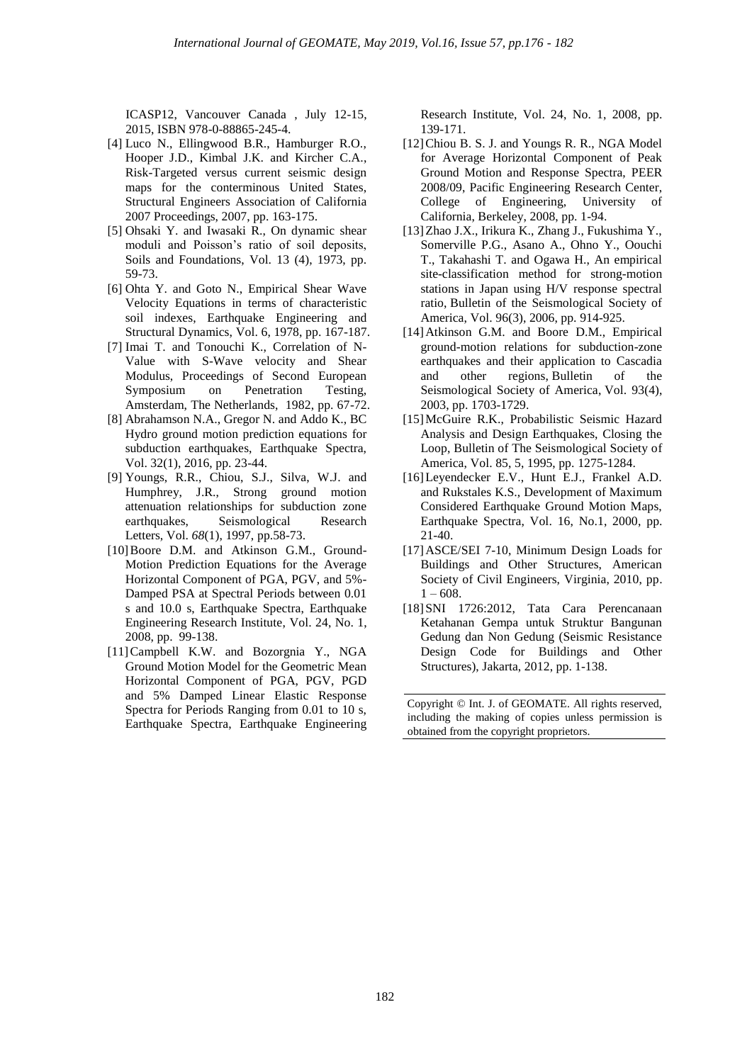ICASP12, Vancouver Canada , July 12-15, 2015, ISBN 978-0-88865-245-4.

[4] Luco N., Ellingwood B.R., Hamburger R.O., Hooper J.D., Kimbal J.K. and Kircher C.A., Risk-Targeted versus current seismic design maps for the conterminous United States, Structural Engineers Association of California 2007 Proceedings, 2007, pp. 163-175.

[5] Ohsaki Y. and Iwasaki R., On dynamic shear moduli and Poisson's ratio of soil deposits, Soils and Foundations, Vol. 13 (4), 1973, pp. 59-73.

[6] Ohta Y. and Goto N., Empirical Shear Wave Velocity Equations in terms of characteristic soil indexes, Earthquake Engineering and Structural Dynamics, Vol. 6, 1978, pp. 167-187.

[7] Imai T. and Tonouchi K., Correlation of N-Value with S-Wave velocity and Shear Modulus, Proceedings of Second European Symposium on Penetration Testing, Amsterdam, The Netherlands, 1982, pp. 67-72.

[8] Abrahamson N.A., Gregor N. and Addo K., BC Hydro ground motion prediction equations for subduction earthquakes, Earthquake Spectra, Vol. 32(1), 2016, pp. 23-44.

[9] Youngs, R.R., Chiou, S.J., Silva, W.J. and Humphrey, J.R., Strong ground motion attenuation relationships for subduction zone earthquakes, Seismological Research Letters, Vol. *68*(1), 1997, pp.58-73.

[10] Boore D.M. and Atkinson G.M., Ground-Motion Prediction Equations for the Average Horizontal Component of PGA, PGV, and 5%-Damped PSA at Spectral Periods between 0.01 s and 10.0 s, Earthquake Spectra, Earthquake Engineering Research Institute, Vol. 24, No. 1, 2008, pp. 99-138.

[11] Campbell K.W. and Bozorgnia Y., NGA Ground Motion Model for the Geometric Mean Horizontal Component of PGA, PGV, PGD and 5% Damped Linear Elastic Response Spectra for Periods Ranging from 0.01 to 10 s, Earthquake Spectra, Earthquake Engineering Research Institute, Vol. 24, No. 1, 2008, pp. 139-171.

[12] Chiou B. S. J. and Youngs R. R., NGA Model for Average Horizontal Component of Peak Ground Motion and Response Spectra, PEER 2008/09, Pacific Engineering Research Center, College of Engineering, University of California, Berkeley, 2008, pp. 1-94.

[13] Zhao J.X., Irikura K., Zhang J., Fukushima Y., Somerville P.G., Asano A., Ohno Y., Oouchi T., Takahashi T. and Ogawa H., An empirical site-classification method for strong-motion stations in Japan using H/V response spectral ratio, Bulletin of the Seismological Society of America, Vol. 96(3), 2006, pp. 914-925.

[14] Atkinson G.M. and Boore D.M., Empirical ground-motion relations for subduction-zone earthquakes and their application to Cascadia and other regions, Bulletin of the Seismological Society of America, Vol. 93(4), 2003, pp. 1703-1729.

[15] McGuire R.K., Probabilistic Seismic Hazard Analysis and Design Earthquakes, Closing the Loop, Bulletin of The Seismological Society of America, Vol. 85, 5, 1995, pp. 1275-1284.

[16] Leyendecker E.V., Hunt E.J., Frankel A.D. and Rukstales K.S., Development of Maximum Considered Earthquake Ground Motion Maps, Earthquake Spectra, Vol. 16, No.1, 2000, pp. 21-40.

[17] ASCE/SEI 7-10, Minimum Design Loads for Buildings and Other Structures, American Society of Civil Engineers, Virginia, 2010, pp. 1 – 608.

[18] SNI 1726:2012, Tata Cara Perencanaan Ketahanan Gempa untuk Struktur Bangunan Gedung dan Non Gedung (Seismic Resistance Design Code for Buildings and Other Structures), Jakarta, 2012, pp. 1-138.

---

Copyright © Int. J. of GEOMATE. All rights reserved, including the making of copies unless permission is obtained from the copyright proprietors.